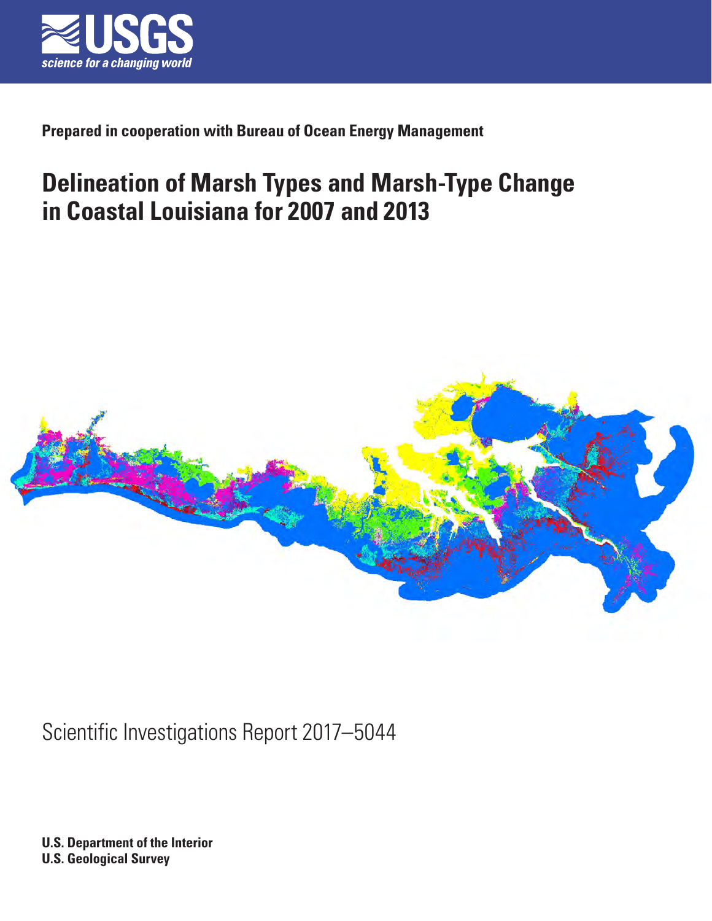**Prepared in cooperation with Bureau of Ocean Energy Management**

# Delineation of Marsh Types and Marsh-Type Change in Coastal Louisiana for 2007 and 2013

Scientific Investigations Report 2017–5044

**U.S. Department of the Interior**
**U.S. Geological Survey**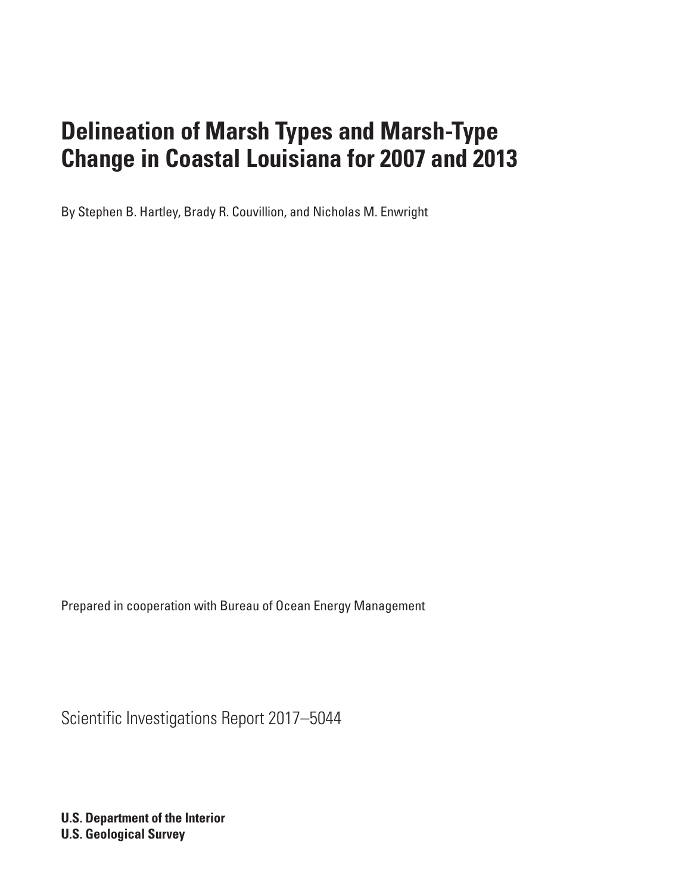# Delineation of Marsh Types and Marsh-Type Change in Coastal Louisiana for 2007 and 2013

By Stephen B. Hartley, Brady R. Couvillion, and Nicholas M. Enwright

Prepared in cooperation with Bureau of Ocean Energy Management

Scientific Investigations Report 2017–5044

**U.S. Department of the Interior**
**U.S. Geological Survey**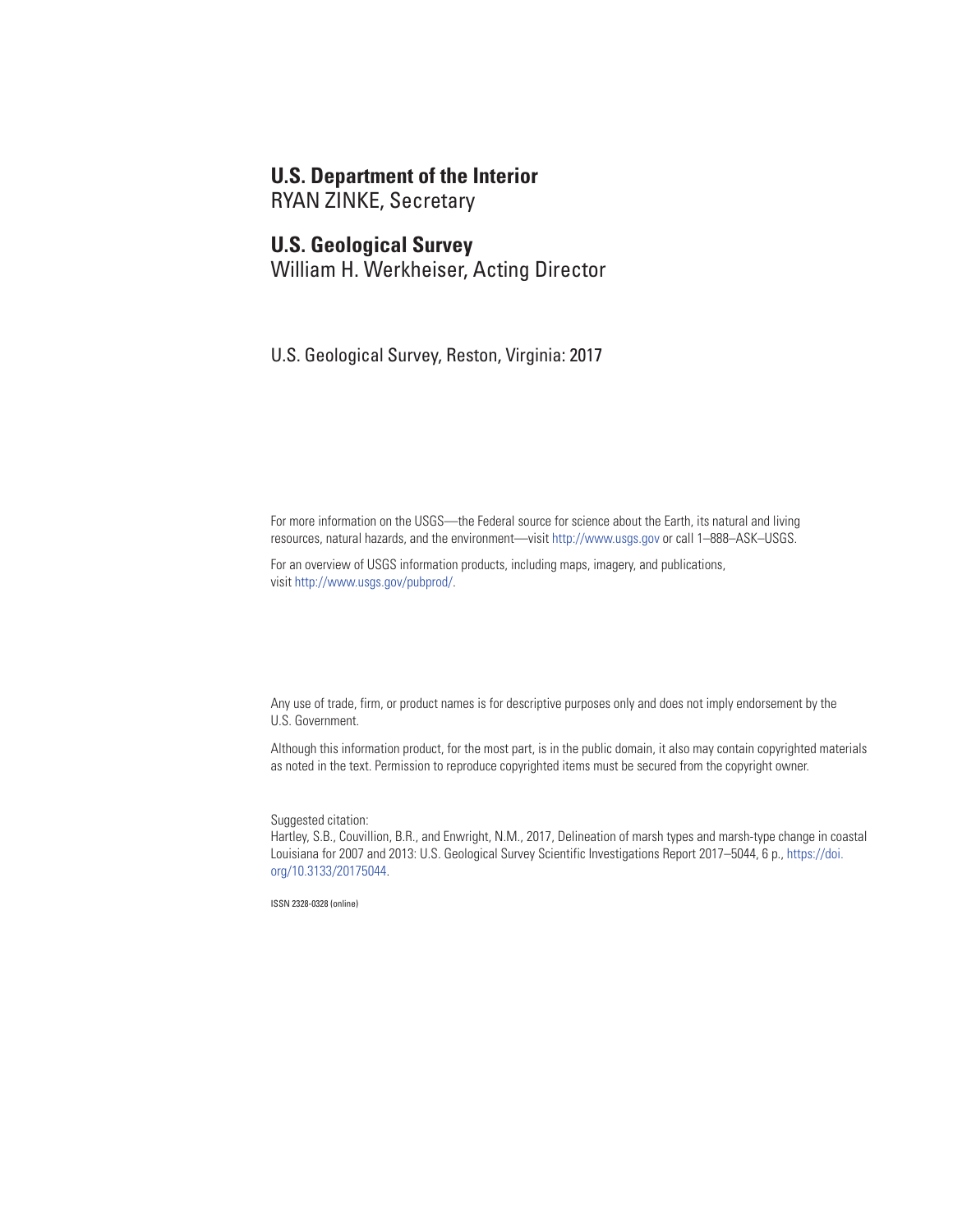**U.S. Department of the Interior**
RYAN ZINKE, Secretary

**U.S. Geological Survey**
William H. Werkheiser, Acting Director

U.S. Geological Survey, Reston, Virginia: 2017

For more information on the USGS—the Federal source for science about the Earth, its natural and living resources, natural hazards, and the environment—visit http://www.usgs.gov or call 1–888–ASK–USGS.

For an overview of USGS information products, including maps, imagery, and publications, visit http://www.usgs.gov/pubprod/.

Any use of trade, firm, or product names is for descriptive purposes only and does not imply endorsement by the U.S. Government.

Although this information product, for the most part, is in the public domain, it also may contain copyrighted materials as noted in the text. Permission to reproduce copyrighted items must be secured from the copyright owner.

Suggested citation:
Hartley, S.B., Couvillion, B.R., and Enwright, N.M., 2017, Delineation of marsh types and marsh-type change in coastal Louisiana for 2007 and 2013: U.S. Geological Survey Scientific Investigations Report 2017–5044, 6 p., https://doi.org/10.3133/20175044.

ISSN 2328-0328 (online)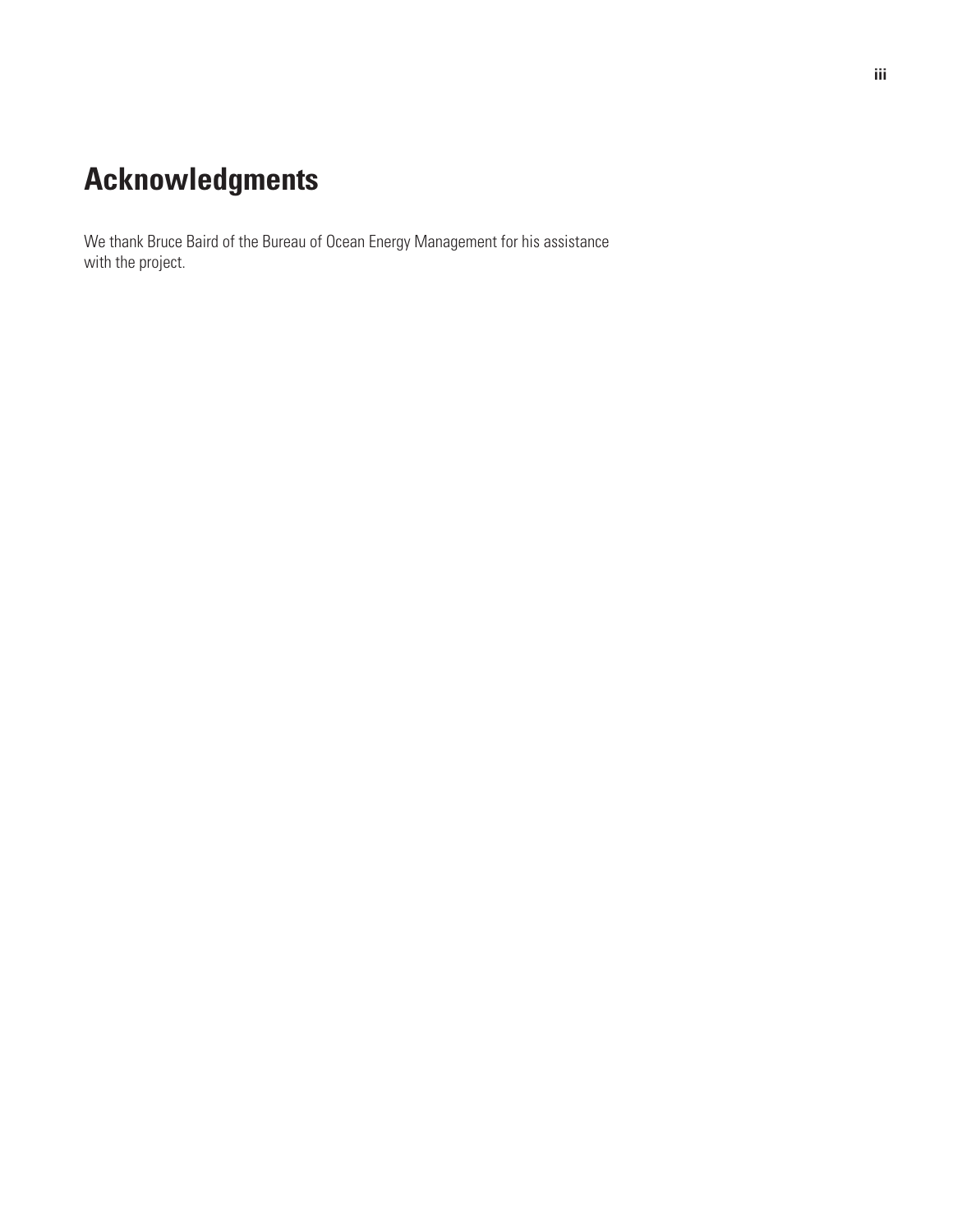# Acknowledgments

We thank Bruce Baird of the Bureau of Ocean Energy Management for his assistance with the project.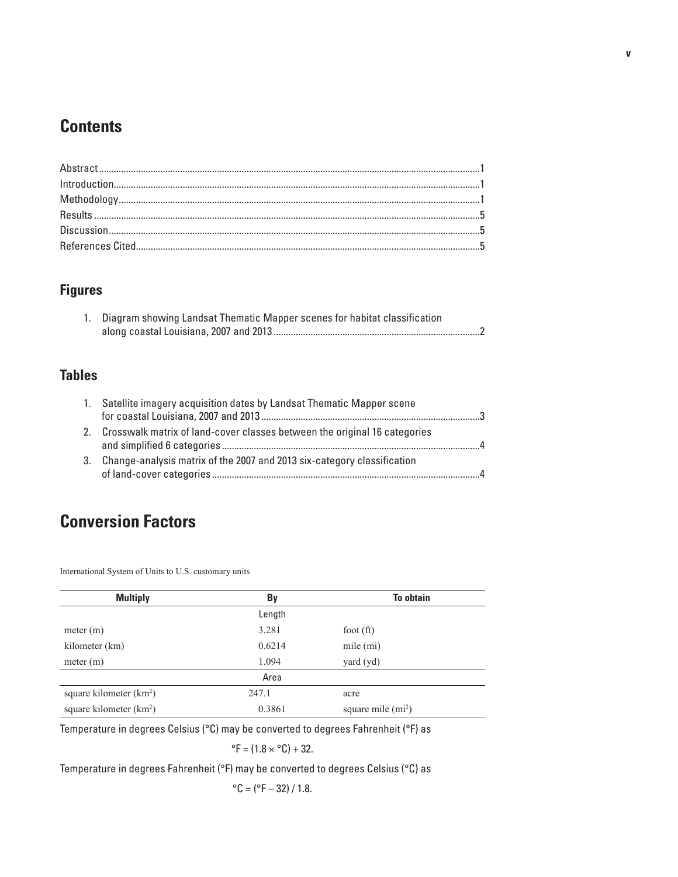# Contents

Abstract........................................................................................................................................1
Introduction..................................................................................................................................1
Methodology................................................................................................................................1
Results ........................................................................................................................................5
Discussion....................................................................................................................................5
References Cited.........................................................................................................................5

## Figures

1. Diagram showing Landsat Thematic Mapper scenes for habitat classification along coastal Louisiana, 2007 and 2013...................................................................................2

## Tables

1. Satellite imagery acquisition dates by Landsat Thematic Mapper scene for coastal Louisiana, 2007 and 2013.......................................................................................3
2. Crosswalk matrix of land-cover classes between the original 16 categories and simplified 6 categories........................................................................................4
3. Change-analysis matrix of the 2007 and 2013 six-category classification of land-cover categories...........................................................................................4

# Conversion Factors

International System of Units to U.S. customary units

| Multiply | By | To obtain |
|---|---|---|
| | Length | |
| meter (m) | 3.281 | foot (ft) |
| kilometer (km) | 0.6214 | mile (mi) |
| meter (m) | 1.094 | yard (yd) |
| | Area | |
| square kilometer ($km^2$) | 247.1 | acre |
| square kilometer ($km^2$) | 0.3861 | square mile ($mi^2$) |

Temperature in degrees Celsius (°C) may be converted to degrees Fahrenheit (°F) as

$$°F = (1.8 \times °C) + 32.$$

Temperature in degrees Fahrenheit (°F) may be converted to degrees Celsius (°C) as

$$°C = (°F - 32) / 1.8.$$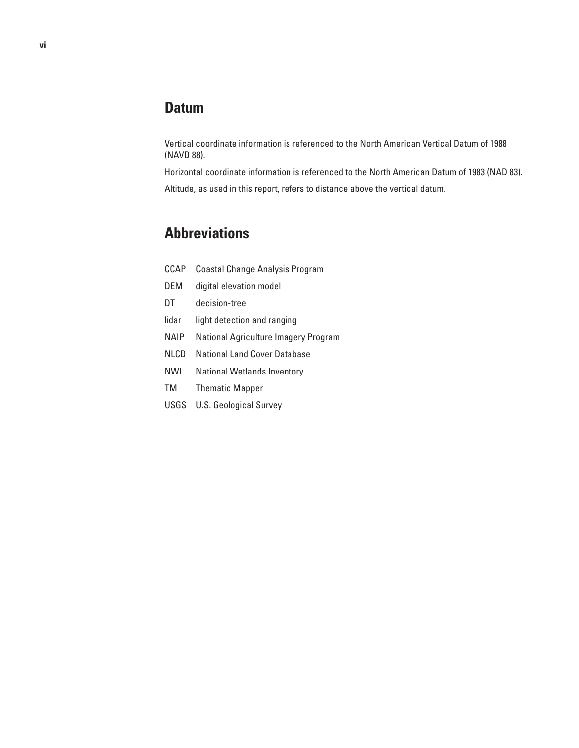## Datum

Vertical coordinate information is referenced to the North American Vertical Datum of 1988 (NAVD 88).

Horizontal coordinate information is referenced to the North American Datum of 1983 (NAD 83).

Altitude, as used in this report, refers to distance above the vertical datum.

## Abbreviations

| | |
|---|---|
| CCAP | Coastal Change Analysis Program |
| DEM | digital elevation model |
| DT | decision-tree |
| lidar | light detection and ranging |
| NAIP | National Agriculture Imagery Program |
| NLCD | National Land Cover Database |
| NWI | National Wetlands Inventory |
| TM | Thematic Mapper |
| USGS | U.S. Geological Survey |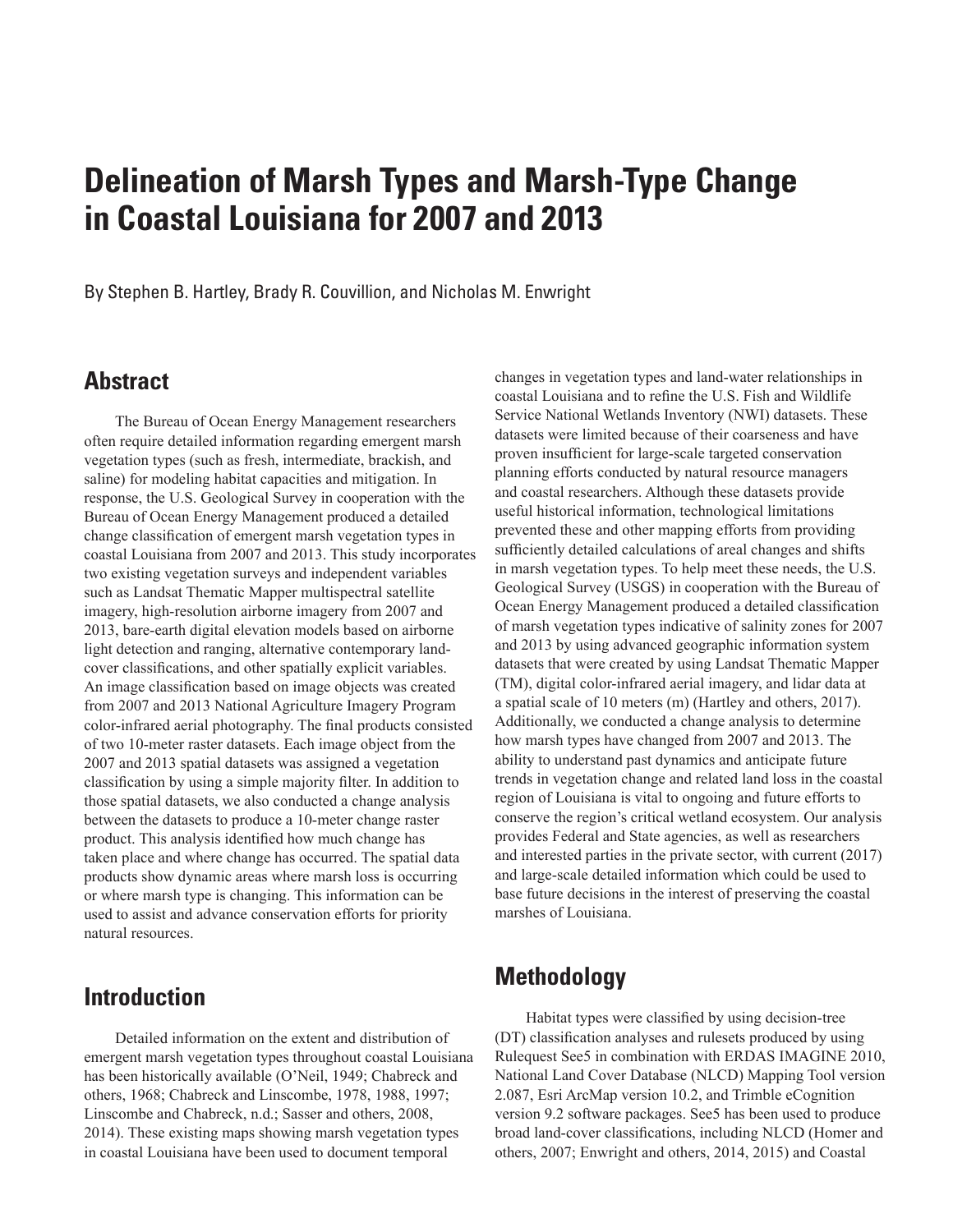# Delineation of Marsh Types and Marsh-Type Change in Coastal Louisiana for 2007 and 2013

By Stephen B. Hartley, Brady R. Couvillion, and Nicholas M. Enwright

## Abstract

The Bureau of Ocean Energy Management researchers often require detailed information regarding emergent marsh vegetation types (such as fresh, intermediate, brackish, and saline) for modeling habitat capacities and mitigation. In response, the U.S. Geological Survey in cooperation with the Bureau of Ocean Energy Management produced a detailed change classification of emergent marsh vegetation types in coastal Louisiana from 2007 and 2013. This study incorporates two existing vegetation surveys and independent variables such as Landsat Thematic Mapper multispectral satellite imagery, high-resolution airborne imagery from 2007 and 2013, bare-earth digital elevation models based on airborne light detection and ranging, alternative contemporary land-cover classifications, and other spatially explicit variables. An image classification based on image objects was created from 2007 and 2013 National Agriculture Imagery Program color-infrared aerial photography. The final products consisted of two 10-meter raster datasets. Each image object from the 2007 and 2013 spatial datasets was assigned a vegetation classification by using a simple majority filter. In addition to those spatial datasets, we also conducted a change analysis between the datasets to produce a 10-meter change raster product. This analysis identified how much change has taken place and where change has occurred. The spatial data products show dynamic areas where marsh loss is occurring or where marsh type is changing. This information can be used to assist and advance conservation efforts for priority natural resources.

## Introduction

Detailed information on the extent and distribution of emergent marsh vegetation types throughout coastal Louisiana has been historically available (O'Neil, 1949; Chabreck and others, 1968; Chabreck and Linscombe, 1978, 1988, 1997; Linscombe and Chabreck, n.d.; Sasser and others, 2008, 2014). These existing maps showing marsh vegetation types in coastal Louisiana have been used to document temporal changes in vegetation types and land-water relationships in coastal Louisiana and to refine the U.S. Fish and Wildlife Service National Wetlands Inventory (NWI) datasets. These datasets were limited because of their coarseness and have proven insufficient for large-scale targeted conservation planning efforts conducted by natural resource managers and coastal researchers. Although these datasets provide useful historical information, technological limitations prevented these and other mapping efforts from providing sufficiently detailed calculations of areal changes and shifts in marsh vegetation types. To help meet these needs, the U.S. Geological Survey (USGS) in cooperation with the Bureau of Ocean Energy Management produced a detailed classification of marsh vegetation types indicative of salinity zones for 2007 and 2013 by using advanced geographic information system datasets that were created by using Landsat Thematic Mapper (TM), digital color-infrared aerial imagery, and lidar data at a spatial scale of 10 meters (m) (Hartley and others, 2017). Additionally, we conducted a change analysis to determine how marsh types have changed from 2007 and 2013. The ability to understand past dynamics and anticipate future trends in vegetation change and related land loss in the coastal region of Louisiana is vital to ongoing and future efforts to conserve the region's critical wetland ecosystem. Our analysis provides Federal and State agencies, as well as researchers and interested parties in the private sector, with current (2017) and large-scale detailed information which could be used to base future decisions in the interest of preserving the coastal marshes of Louisiana.

## Methodology

Habitat types were classified by using decision-tree (DT) classification analyses and rulesets produced by using Rulequest See5 in combination with ERDAS IMAGINE 2010, National Land Cover Database (NLCD) Mapping Tool version 2.087, Esri ArcMap version 10.2, and Trimble eCognition version 9.2 software packages. See5 has been used to produce broad land-cover classifications, including NLCD (Homer and others, 2007; Enwright and others, 2014, 2015) and Coastal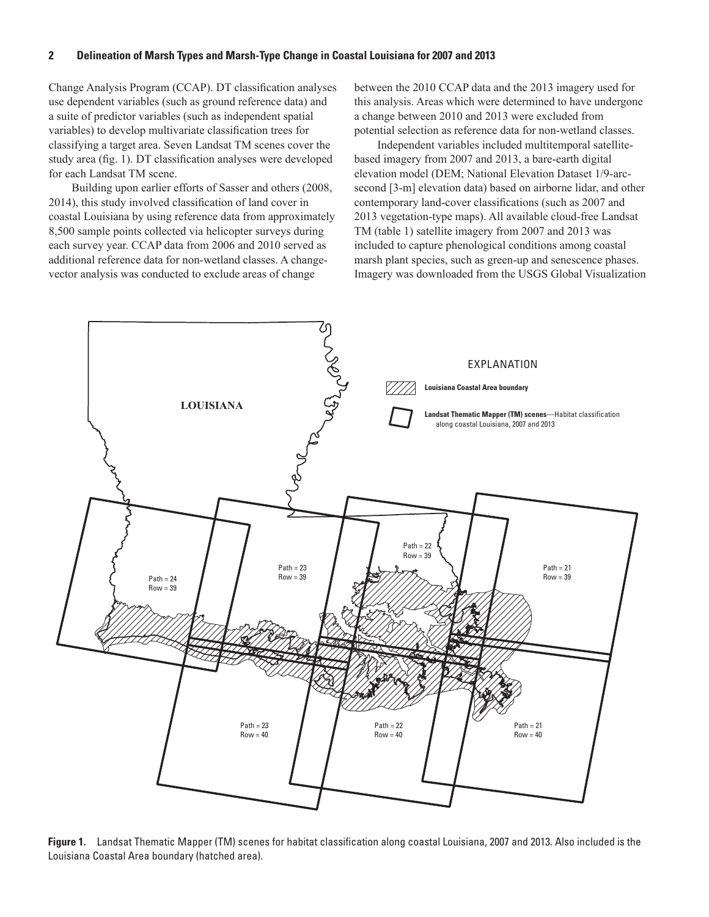Change Analysis Program (CCAP). DT classification analyses use dependent variables (such as ground reference data) and a suite of predictor variables (such as independent spatial variables) to develop multivariate classification trees for classifying a target area. Seven Landsat TM scenes cover the study area (fig. 1). DT classification analyses were developed for each Landsat TM scene.

Building upon earlier efforts of Sasser and others (2008, 2014), this study involved classification of land cover in coastal Louisiana by using reference data from approximately 8,500 sample points collected via helicopter surveys during each survey year. CCAP data from 2006 and 2010 served as additional reference data for non-wetland classes. A change-vector analysis was conducted to exclude areas of change between the 2010 CCAP data and the 2013 imagery used for this analysis. Areas which were determined to have undergone a change between 2010 and 2013 were excluded from potential selection as reference data for non-wetland classes.

Independent variables included multitemporal satellite-based imagery from 2007 and 2013, a bare-earth digital elevation model (DEM; National Elevation Dataset 1/9-arc-second [3-m] elevation data) based on airborne lidar, and other contemporary land-cover classifications (such as 2007 and 2013 vegetation-type maps). All available cloud-free Landsat TM (table 1) satellite imagery from 2007 and 2013 was included to capture phenological conditions among coastal marsh plant species, such as green-up and senescence phases. Imagery was downloaded from the USGS Global Visualization

**Figure 1.** Landsat Thematic Mapper (TM) scenes for habitat classification along coastal Louisiana, 2007 and 2013. Also included is the Louisiana Coastal Area boundary (hatched area).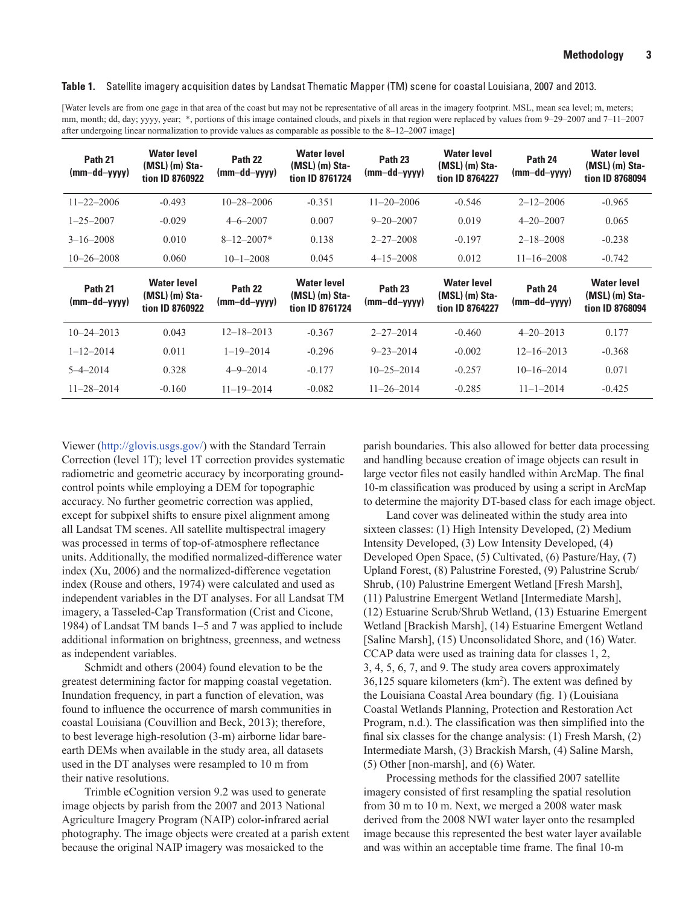**Table 1.** Satellite imagery acquisition dates by Landsat Thematic Mapper (TM) scene for coastal Louisiana, 2007 and 2013.

[Water levels are from one gage in that area of the coast but may not be representative of all areas in the imagery footprint. MSL, mean sea level; m, meters; mm, month; dd, day; yyyy, year; *, portions of this image contained clouds, and pixels in that region were replaced by values from 9–29–2007 and 7–11–2007 after undergoing linear normalization to provide values as comparable as possible to the 8–12–2007 image]

| Path 21 (mm–dd–yyyy) | Water level (MSL) (m) Station ID 8760922 | Path 22 (mm–dd–yyyy) | Water level (MSL) (m) Station ID 8761724 | Path 23 (mm–dd–yyyy) | Water level (MSL) (m) Station ID 8764227 | Path 24 (mm–dd–yyyy) | Water level (MSL) (m) Station ID 8768094 |
|---|---|---|---|---|---|---|---|
| 11–22–2006 | -0.493 | 10–28–2006 | -0.351 | 11–20–2006 | -0.546 | 2–12–2006 | -0.965 |
| 1–25–2007 | -0.029 | 4–6–2007 | 0.007 | 9–20–2007 | 0.019 | 4–20–2007 | 0.065 |
| 3–16–2008 | 0.010 | 8–12–2007* | 0.138 | 2–27–2008 | -0.197 | 2–18–2008 | -0.238 |
| 10–26–2008 | 0.060 | 10–1–2008 | 0.045 | 4–15–2008 | 0.012 | 11–16–2008 | -0.742 |
| **Path 21 (mm–dd–yyyy)** | **Water level (MSL) (m) Station ID 8760922** | **Path 22 (mm–dd–yyyy)** | **Water level (MSL) (m) Station ID 8761724** | **Path 23 (mm–dd–yyyy)** | **Water level (MSL) (m) Station ID 8764227** | **Path 24 (mm–dd–yyyy)** | **Water level (MSL) (m) Station ID 8768094** |
| 10–24–2013 | 0.043 | 12–18–2013 | -0.367 | 2–27–2014 | -0.460 | 4–20–2013 | 0.177 |
| 1–12–2014 | 0.011 | 1–19–2014 | -0.296 | 9–23–2014 | -0.002 | 12–16–2013 | -0.368 |
| 5–4–2014 | 0.328 | 4–9–2014 | -0.177 | 10–25–2014 | -0.257 | 10–16–2014 | 0.071 |
| 11–28–2014 | -0.160 | 11–19–2014 | -0.082 | 11–26–2014 | -0.285 | 11–1–2014 | -0.425 |

Viewer (http://glovis.usgs.gov/) with the Standard Terrain Correction (level 1T); level 1T correction provides systematic radiometric and geometric accuracy by incorporating ground-control points while employing a DEM for topographic accuracy. No further geometric correction was applied, except for subpixel shifts to ensure pixel alignment among all Landsat TM scenes. All satellite multispectral imagery was processed in terms of top-of-atmosphere reflectance units. Additionally, the modified normalized-difference water index (Xu, 2006) and the normalized-difference vegetation index (Rouse and others, 1974) were calculated and used as independent variables in the DT analyses. For all Landsat TM imagery, a Tasseled-Cap Transformation (Crist and Cicone, 1984) of Landsat TM bands 1–5 and 7 was applied to include additional information on brightness, greenness, and wetness as independent variables.

Schmidt and others (2004) found elevation to be the greatest determining factor for mapping coastal vegetation. Inundation frequency, in part a function of elevation, was found to influence the occurrence of marsh communities in coastal Louisiana (Couvillion and Beck, 2013); therefore, to best leverage high-resolution (3-m) airborne lidar bare-earth DEMs when available in the study area, all datasets used in the DT analyses were resampled to 10 m from their native resolutions.

Trimble eCognition version 9.2 was used to generate image objects by parish from the 2007 and 2013 National Agriculture Imagery Program (NAIP) color-infrared aerial photography. The image objects were created at a parish extent because the original NAIP imagery was mosaicked to the parish boundaries. This also allowed for better data processing and handling because creation of image objects can result in large vector files not easily handled within ArcMap. The final 10-m classification was produced by using a script in ArcMap to determine the majority DT-based class for each image object.

Land cover was delineated within the study area into sixteen classes: (1) High Intensity Developed, (2) Medium Intensity Developed, (3) Low Intensity Developed, (4) Developed Open Space, (5) Cultivated, (6) Pasture/Hay, (7) Upland Forest, (8) Palustrine Forested, (9) Palustrine Scrub/Shrub, (10) Palustrine Emergent Wetland [Fresh Marsh], (11) Palustrine Emergent Wetland [Intermediate Marsh], (12) Estuarine Scrub/Shrub Wetland, (13) Estuarine Emergent Wetland [Brackish Marsh], (14) Estuarine Emergent Wetland [Saline Marsh], (15) Unconsolidated Shore, and (16) Water. CCAP data were used as training data for classes 1, 2, 3, 4, 5, 6, 7, and 9. The study area covers approximately 36,125 square kilometers (km$^2$). The extent was defined by the Louisiana Coastal Area boundary (fig. 1) (Louisiana Coastal Wetlands Planning, Protection and Restoration Act Program, n.d.). The classification was then simplified into the final six classes for the change analysis: (1) Fresh Marsh, (2) Intermediate Marsh, (3) Brackish Marsh, (4) Saline Marsh, (5) Other [non-marsh], and (6) Water.

Processing methods for the classified 2007 satellite imagery consisted of first resampling the spatial resolution from 30 m to 10 m. Next, we merged a 2008 water mask derived from the 2008 NWI water layer onto the resampled image because this represented the best water layer available and was within an acceptable time frame. The final 10-m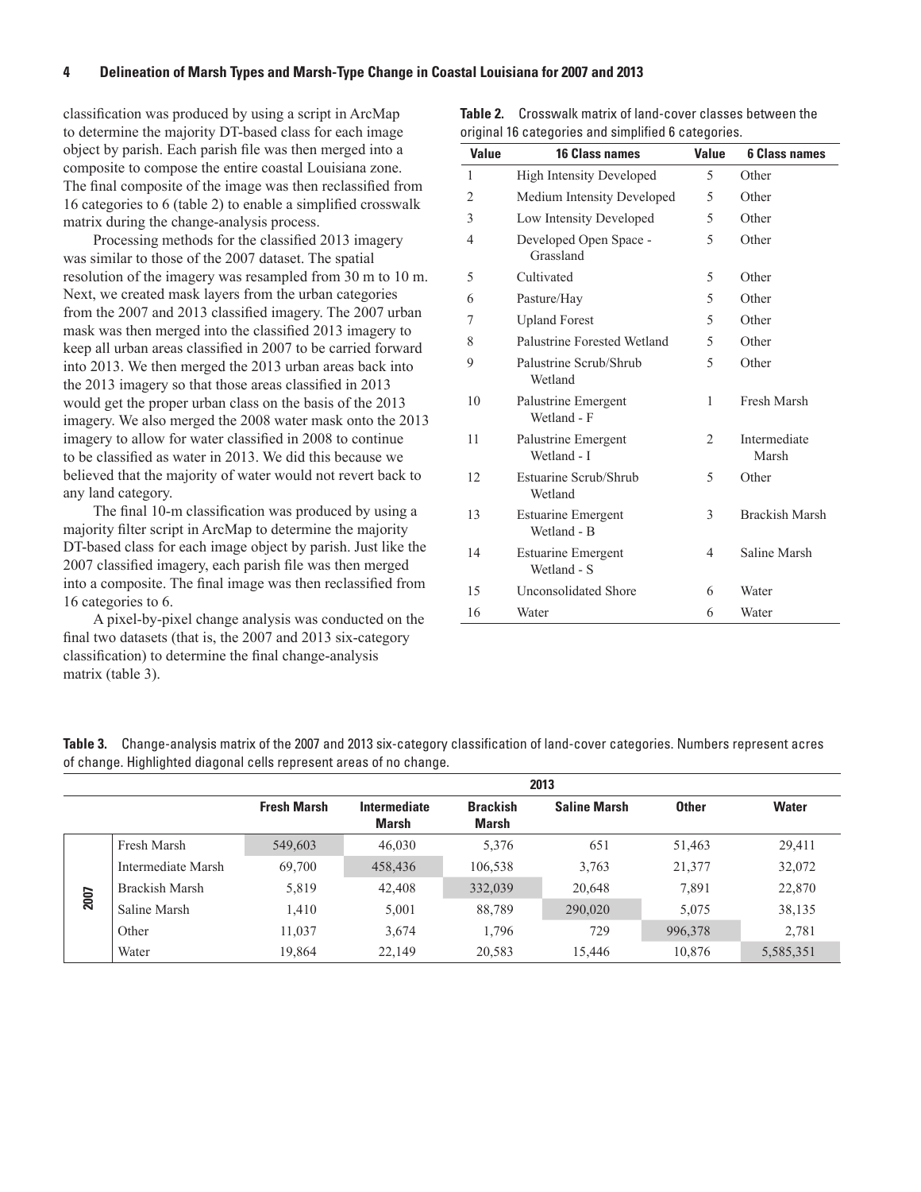classification was produced by using a script in ArcMap to determine the majority DT-based class for each image object by parish. Each parish file was then merged into a composite to compose the entire coastal Louisiana zone. The final composite of the image was then reclassified from 16 categories to 6 (table 2) to enable a simplified crosswalk matrix during the change-analysis process.

Processing methods for the classified 2013 imagery was similar to those of the 2007 dataset. The spatial resolution of the imagery was resampled from 30 m to 10 m. Next, we created mask layers from the urban categories from the 2007 and 2013 classified imagery. The 2007 urban mask was then merged into the classified 2013 imagery to keep all urban areas classified in 2007 to be carried forward into 2013. We then merged the 2013 urban areas back into the 2013 imagery so that those areas classified in 2013 would get the proper urban class on the basis of the 2013 imagery. We also merged the 2008 water mask onto the 2013 imagery to allow for water classified in 2008 to continue to be classified as water in 2013. We did this because we believed that the majority of water would not revert back to any land category.

The final 10-m classification was produced by using a majority filter script in ArcMap to determine the majority DT-based class for each image object by parish. Just like the 2007 classified imagery, each parish file was then merged into a composite. The final image was then reclassified from 16 categories to 6.

A pixel-by-pixel change analysis was conducted on the final two datasets (that is, the 2007 and 2013 six-category classification) to determine the final change-analysis matrix (table 3).

**Table 2.** Crosswalk matrix of land-cover classes between the original 16 categories and simplified 6 categories.

| Value | 16 Class names | Value | 6 Class names |
|---|---|---|---|
| 1 | High Intensity Developed | 5 | Other |
| 2 | Medium Intensity Developed | 5 | Other |
| 3 | Low Intensity Developed | 5 | Other |
| 4 | Developed Open Space - Grassland | 5 | Other |
| 5 | Cultivated | 5 | Other |
| 6 | Pasture/Hay | 5 | Other |
| 7 | Upland Forest | 5 | Other |
| 8 | Palustrine Forested Wetland | 5 | Other |
| 9 | Palustrine Scrub/Shrub Wetland | 5 | Other |
| 10 | Palustrine Emergent Wetland - F | 1 | Fresh Marsh |
| 11 | Palustrine Emergent Wetland - I | 2 | Intermediate Marsh |
| 12 | Estuarine Scrub/Shrub Wetland | 5 | Other |
| 13 | Estuarine Emergent Wetland - B | 3 | Brackish Marsh |
| 14 | Estuarine Emergent Wetland - S | 4 | Saline Marsh |
| 15 | Unconsolidated Shore | 6 | Water |
| 16 | Water | 6 | Water |

**Table 3.** Change-analysis matrix of the 2007 and 2013 six-category classification of land-cover categories. Numbers represent acres of change. Highlighted diagonal cells represent areas of no change.

| | | 2013 | | | | | |
|---|---|---|---|---|---|---|---|
| | | **Fresh Marsh** | **Intermediate Marsh** | **Brackish Marsh** | **Saline Marsh** | **Other** | **Water** |
| **2007** | Fresh Marsh | 549,603 | 46,030 | 5,376 | 651 | 51,463 | 29,411 |
| | Intermediate Marsh | 69,700 | 458,436 | 106,538 | 3,763 | 21,377 | 32,072 |
| | Brackish Marsh | 5,819 | 42,408 | 332,039 | 20,648 | 7,891 | 22,870 |
| | Saline Marsh | 1,410 | 5,001 | 88,789 | 290,020 | 5,075 | 38,135 |
| | Other | 11,037 | 3,674 | 1,796 | 729 | 996,378 | 2,781 |
| | Water | 19,864 | 22,149 | 20,583 | 15,446 | 10,876 | 5,585,351 |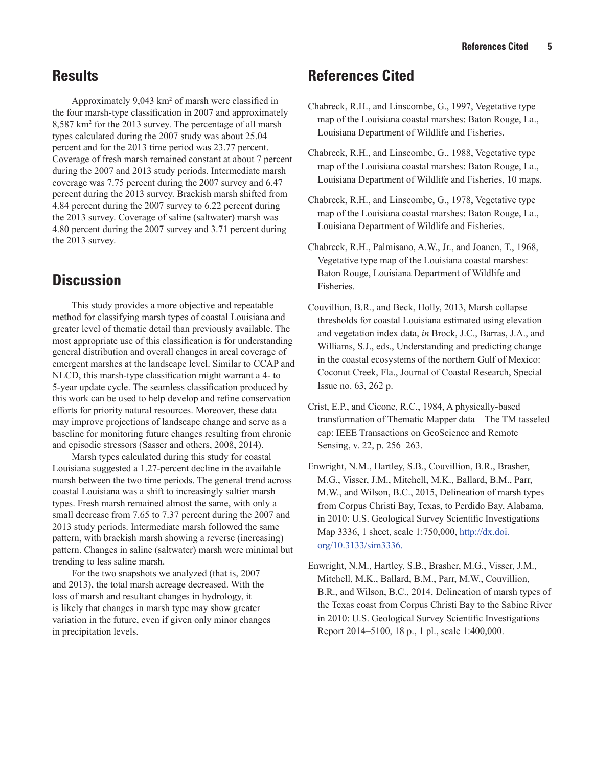## Results

Approximately 9,043 km$^2$ of marsh were classified in the four marsh-type classification in 2007 and approximately 8,587 km$^2$ for the 2013 survey. The percentage of all marsh types calculated during the 2007 study was about 25.04 percent and for the 2013 time period was 23.77 percent. Coverage of fresh marsh remained constant at about 7 percent during the 2007 and 2013 study periods. Intermediate marsh coverage was 7.75 percent during the 2007 survey and 6.47 percent during the 2013 survey. Brackish marsh shifted from 4.84 percent during the 2007 survey to 6.22 percent during the 2013 survey. Coverage of saline (saltwater) marsh was 4.80 percent during the 2007 survey and 3.71 percent during the 2013 survey.

## Discussion

This study provides a more objective and repeatable method for classifying marsh types of coastal Louisiana and greater level of thematic detail than previously available. The most appropriate use of this classification is for understanding general distribution and overall changes in areal coverage of emergent marshes at the landscape level. Similar to CCAP and NLCD, this marsh-type classification might warrant a 4- to 5-year update cycle. The seamless classification produced by this work can be used to help develop and refine conservation efforts for priority natural resources. Moreover, these data may improve projections of landscape change and serve as a baseline for monitoring future changes resulting from chronic and episodic stressors (Sasser and others, 2008, 2014).

Marsh types calculated during this study for coastal Louisiana suggested a 1.27-percent decline in the available marsh between the two time periods. The general trend across coastal Louisiana was a shift to increasingly saltier marsh types. Fresh marsh remained almost the same, with only a small decrease from 7.65 to 7.37 percent during the 2007 and 2013 study periods. Intermediate marsh followed the same pattern, with brackish marsh showing a reverse (increasing) pattern. Changes in saline (saltwater) marsh were minimal but trending to less saline marsh.

For the two snapshots we analyzed (that is, 2007 and 2013), the total marsh acreage decreased. With the loss of marsh and resultant changes in hydrology, it is likely that changes in marsh type may show greater variation in the future, even if given only minor changes in precipitation levels.

## References Cited

Chabreck, R.H., and Linscombe, G., 1997, Vegetative type map of the Louisiana coastal marshes: Baton Rouge, La., Louisiana Department of Wildlife and Fisheries.

Chabreck, R.H., and Linscombe, G., 1988, Vegetative type map of the Louisiana coastal marshes: Baton Rouge, La., Louisiana Department of Wildlife and Fisheries, 10 maps.

Chabreck, R.H., and Linscombe, G., 1978, Vegetative type map of the Louisiana coastal marshes: Baton Rouge, La., Louisiana Department of Wildlife and Fisheries.

Chabreck, R.H., Palmisano, A.W., Jr., and Joanen, T., 1968, Vegetative type map of the Louisiana coastal marshes: Baton Rouge, Louisiana Department of Wildlife and Fisheries.

Couvillion, B.R., and Beck, Holly, 2013, Marsh collapse thresholds for coastal Louisiana estimated using elevation and vegetation index data, *in* Brock, J.C., Barras, J.A., and Williams, S.J., eds., Understanding and predicting change in the coastal ecosystems of the northern Gulf of Mexico: Coconut Creek, Fla., Journal of Coastal Research, Special Issue no. 63, 262 p.

Crist, E.P., and Cicone, R.C., 1984, A physically-based transformation of Thematic Mapper data—The TM tasseled cap: IEEE Transactions on GeoScience and Remote Sensing, v. 22, p. 256–263.

Enwright, N.M., Hartley, S.B., Couvillion, B.R., Brasher, M.G., Visser, J.M., Mitchell, M.K., Ballard, B.M., Parr, M.W., and Wilson, B.C., 2015, Delineation of marsh types from Corpus Christi Bay, Texas, to Perdido Bay, Alabama, in 2010: U.S. Geological Survey Scientific Investigations Map 3336, 1 sheet, scale 1:750,000, http://dx.doi.org/10.3133/sim3336.

Enwright, N.M., Hartley, S.B., Brasher, M.G., Visser, J.M., Mitchell, M.K., Ballard, B.M., Parr, M.W., Couvillion, B.R., and Wilson, B.C., 2014, Delineation of marsh types of the Texas coast from Corpus Christi Bay to the Sabine River in 2010: U.S. Geological Survey Scientific Investigations Report 2014–5100, 18 p., 1 pl., scale 1:400,000.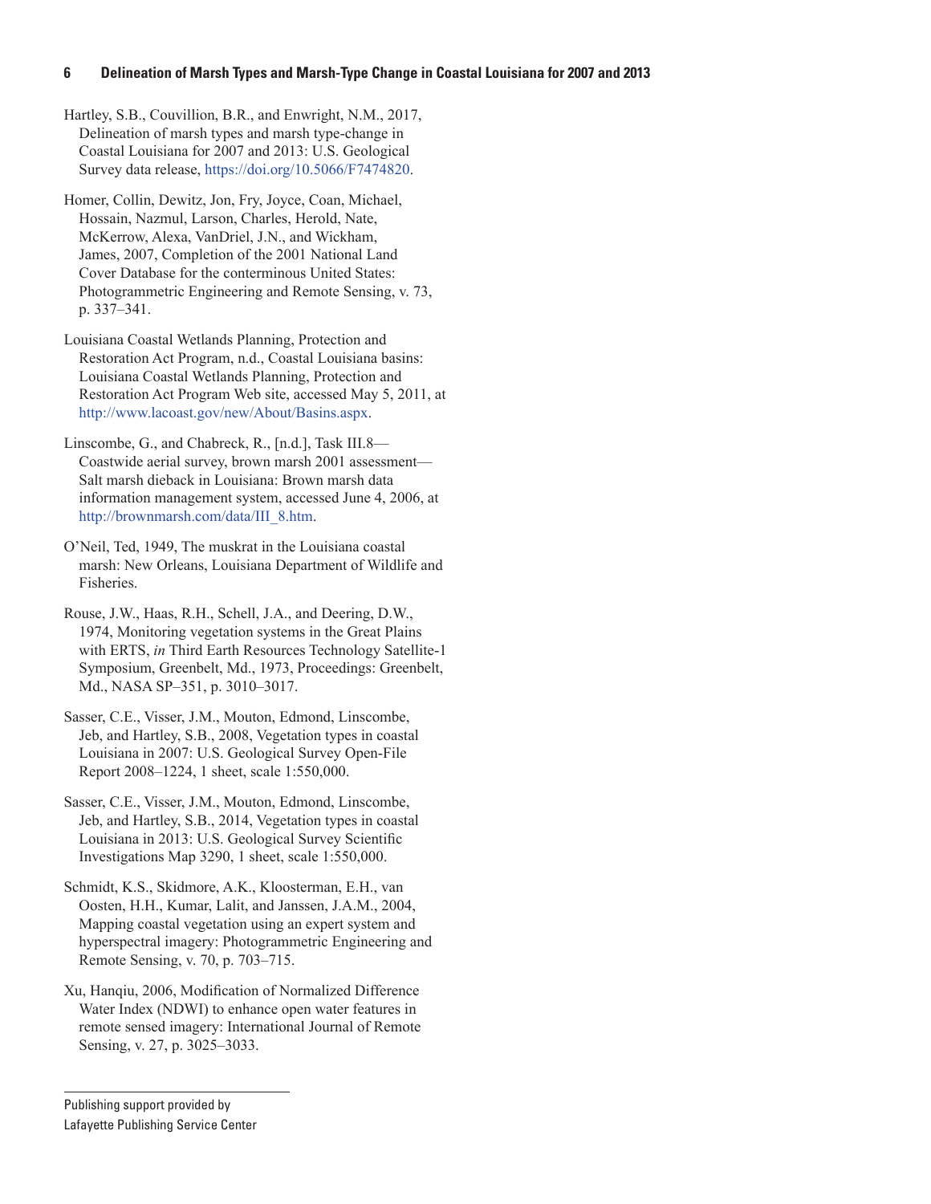Hartley, S.B., Couvillion, B.R., and Enwright, N.M., 2017, Delineation of marsh types and marsh type-change in Coastal Louisiana for 2007 and 2013: U.S. Geological Survey data release, https://doi.org/10.5066/F7474820.

Homer, Collin, Dewitz, Jon, Fry, Joyce, Coan, Michael, Hossain, Nazmul, Larson, Charles, Herold, Nate, McKerrow, Alexa, VanDriel, J.N., and Wickham, James, 2007, Completion of the 2001 National Land Cover Database for the conterminous United States: Photogrammetric Engineering and Remote Sensing, v. 73, p. 337–341.

Louisiana Coastal Wetlands Planning, Protection and Restoration Act Program, n.d., Coastal Louisiana basins: Louisiana Coastal Wetlands Planning, Protection and Restoration Act Program Web site, accessed May 5, 2011, at http://www.lacoast.gov/new/About/Basins.aspx.

Linscombe, G., and Chabreck, R., [n.d.], Task III.8—Coastwide aerial survey, brown marsh 2001 assessment—Salt marsh dieback in Louisiana: Brown marsh data information management system, accessed June 4, 2006, at http://brownmarsh.com/data/III_8.htm.

O'Neil, Ted, 1949, The muskrat in the Louisiana coastal marsh: New Orleans, Louisiana Department of Wildlife and Fisheries.

Rouse, J.W., Haas, R.H., Schell, J.A., and Deering, D.W., 1974, Monitoring vegetation systems in the Great Plains with ERTS, *in* Third Earth Resources Technology Satellite-1 Symposium, Greenbelt, Md., 1973, Proceedings: Greenbelt, Md., NASA SP–351, p. 3010–3017.

Sasser, C.E., Visser, J.M., Mouton, Edmond, Linscombe, Jeb, and Hartley, S.B., 2008, Vegetation types in coastal Louisiana in 2007: U.S. Geological Survey Open-File Report 2008–1224, 1 sheet, scale 1:550,000.

Sasser, C.E., Visser, J.M., Mouton, Edmond, Linscombe, Jeb, and Hartley, S.B., 2014, Vegetation types in coastal Louisiana in 2013: U.S. Geological Survey Scientific Investigations Map 3290, 1 sheet, scale 1:550,000.

Schmidt, K.S., Skidmore, A.K., Kloosterman, E.H., van Oosten, H.H., Kumar, Lalit, and Janssen, J.A.M., 2004, Mapping coastal vegetation using an expert system and hyperspectral imagery: Photogrammetric Engineering and Remote Sensing, v. 70, p. 703–715.

Xu, Hanqiu, 2006, Modification of Normalized Difference Water Index (NDWI) to enhance open water features in remote sensed imagery: International Journal of Remote Sensing, v. 27, p. 3025–3033.

Publishing support provided by
Lafayette Publishing Service Center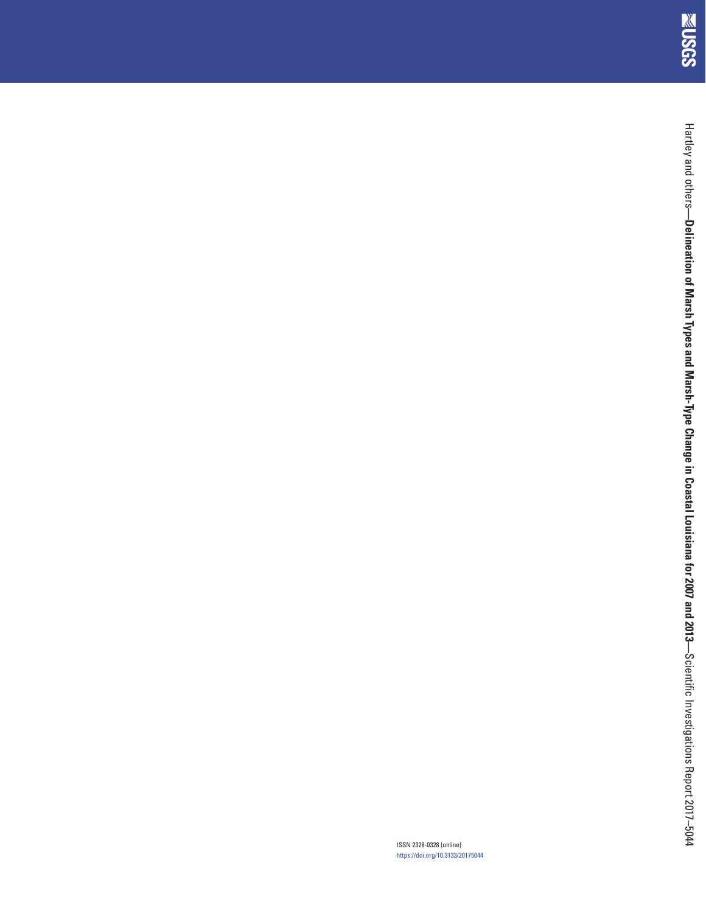Hartley and others—**Delineation of Marsh Types and Marsh-Type Change in Coastal Louisiana for 2007 and 2013**—Scientific Investigations Report 2017–5044

ISSN 2328-0328 (online)
https://doi.org/10.3133/20175044